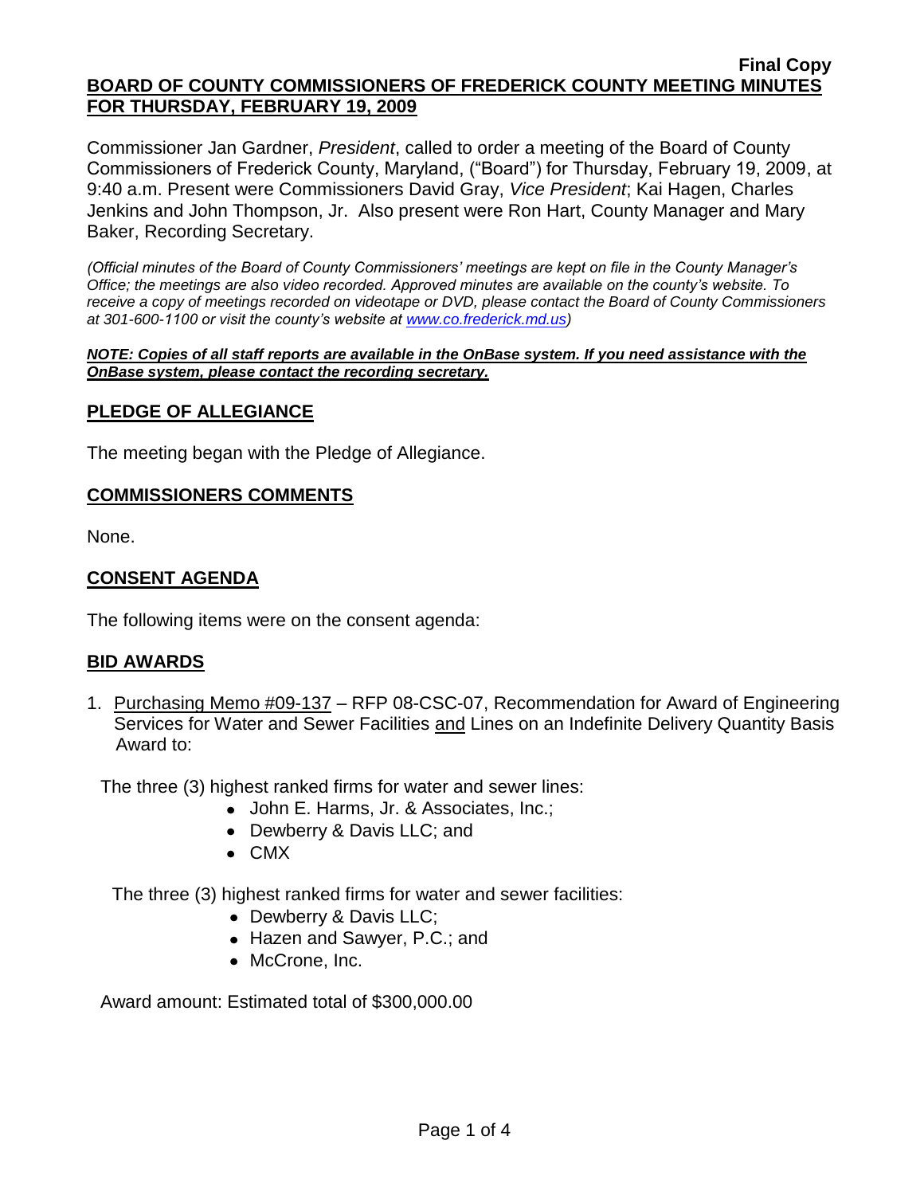**Final Copy**

**BOARD OF COUNTY COMMISSIONERS OF FREDERICK COUNTY MEETING MINUTES FOR THURSDAY, FEBRUARY 19, 2009**

Commissioner Jan Gardner, *President*, called to order a meeting of the Board of County Commissioners of Frederick County, Maryland, ("Board") for Thursday, February 19, 2009, at 9:40 a.m. Present were Commissioners David Gray, *Vice President*; Kai Hagen, Charles Jenkins and John Thompson, Jr. Also present were Ron Hart, County Manager and Mary Baker, Recording Secretary.

*(Official minutes of the Board of County Commissioners' meetings are kept on file in the County Manager's Office; the meetings are also video recorded. Approved minutes are available on the county's website. To receive a copy of meetings recorded on videotape or DVD, please contact the Board of County Commissioners at 301-600-1100 or visit the county's website at [www.co.frederick.md.us](www.co.frederick.md.us))*

***NOTE: Copies of all staff reports are available in the OnBase system. If you need assistance with the OnBase system, please contact the recording secretary.***

## PLEDGE OF ALLEGIANCE

The meeting began with the Pledge of Allegiance.

## COMMISSIONERS COMMENTS

None.

## CONSENT AGENDA

The following items were on the consent agenda:

## BID AWARDS

1. Purchasing Memo #09-137 – RFP 08-CSC-07, Recommendation for Award of Engineering Services for Water and Sewer Facilities and Lines on an Indefinite Delivery Quantity Basis Award to:

   The three (3) highest ranked firms for water and sewer lines:
   - John E. Harms, Jr. & Associates, Inc.;
   - Dewberry & Davis LLC; and
   - CMX

   The three (3) highest ranked firms for water and sewer facilities:
   - Dewberry & Davis LLC;
   - Hazen and Sawyer, P.C.; and
   - McCrone, Inc.

   Award amount: Estimated total of $300,000.00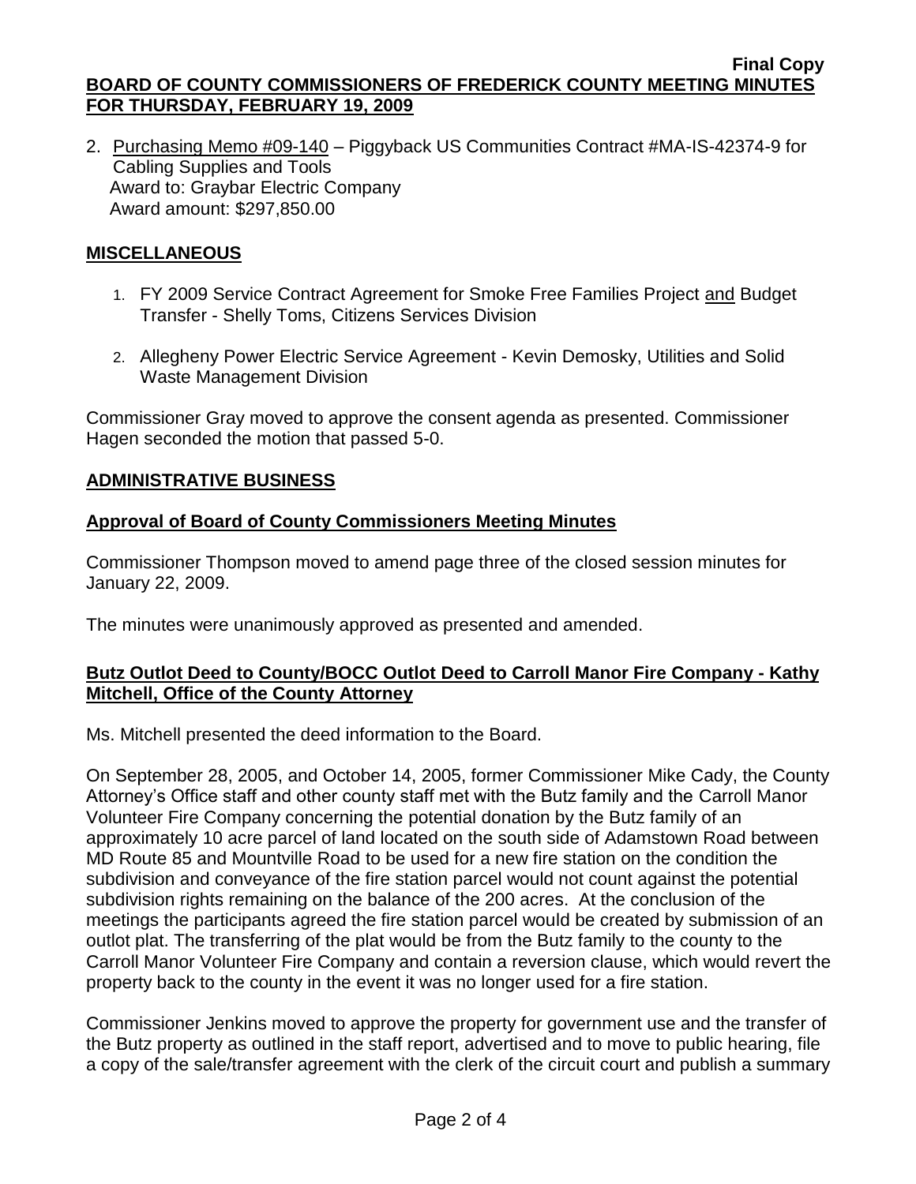2. Purchasing Memo #09-140 – Piggyback US Communities Contract #MA-IS-42374-9 for Cabling Supplies and Tools
   Award to: Graybar Electric Company
   Award amount: $297,850.00

## MISCELLANEOUS

1. FY 2009 Service Contract Agreement for Smoke Free Families Project and Budget Transfer - Shelly Toms, Citizens Services Division

2. Allegheny Power Electric Service Agreement - Kevin Demosky, Utilities and Solid Waste Management Division

Commissioner Gray moved to approve the consent agenda as presented. Commissioner Hagen seconded the motion that passed 5-0.

## ADMINISTRATIVE BUSINESS

### Approval of Board of County Commissioners Meeting Minutes

Commissioner Thompson moved to amend page three of the closed session minutes for January 22, 2009.

The minutes were unanimously approved as presented and amended.

### Butz Outlot Deed to County/BOCC Outlot Deed to Carroll Manor Fire Company - Kathy Mitchell, Office of the County Attorney

Ms. Mitchell presented the deed information to the Board.

On September 28, 2005, and October 14, 2005, former Commissioner Mike Cady, the County Attorney's Office staff and other county staff met with the Butz family and the Carroll Manor Volunteer Fire Company concerning the potential donation by the Butz family of an approximately 10 acre parcel of land located on the south side of Adamstown Road between MD Route 85 and Mountville Road to be used for a new fire station on the condition the subdivision and conveyance of the fire station parcel would not count against the potential subdivision rights remaining on the balance of the 200 acres. At the conclusion of the meetings the participants agreed the fire station parcel would be created by submission of an outlot plat. The transferring of the plat would be from the Butz family to the county to the Carroll Manor Volunteer Fire Company and contain a reversion clause, which would revert the property back to the county in the event it was no longer used for a fire station.

Commissioner Jenkins moved to approve the property for government use and the transfer of the Butz property as outlined in the staff report, advertised and to move to public hearing, file a copy of the sale/transfer agreement with the clerk of the circuit court and publish a summary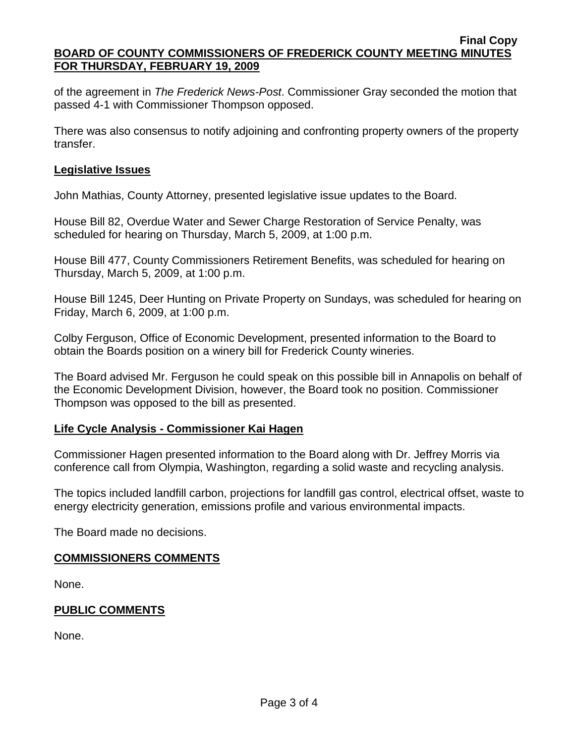of the agreement in *The Frederick News-Post*. Commissioner Gray seconded the motion that passed 4-1 with Commissioner Thompson opposed.

There was also consensus to notify adjoining and confronting property owners of the property transfer.

**Legislative Issues**

John Mathias, County Attorney, presented legislative issue updates to the Board.

House Bill 82, Overdue Water and Sewer Charge Restoration of Service Penalty, was scheduled for hearing on Thursday, March 5, 2009, at 1:00 p.m.

House Bill 477, County Commissioners Retirement Benefits, was scheduled for hearing on Thursday, March 5, 2009, at 1:00 p.m.

House Bill 1245, Deer Hunting on Private Property on Sundays, was scheduled for hearing on Friday, March 6, 2009, at 1:00 p.m.

Colby Ferguson, Office of Economic Development, presented information to the Board to obtain the Boards position on a winery bill for Frederick County wineries.

The Board advised Mr. Ferguson he could speak on this possible bill in Annapolis on behalf of the Economic Development Division, however, the Board took no position. Commissioner Thompson was opposed to the bill as presented.

**Life Cycle Analysis - Commissioner Kai Hagen**

Commissioner Hagen presented information to the Board along with Dr. Jeffrey Morris via conference call from Olympia, Washington, regarding a solid waste and recycling analysis.

The topics included landfill carbon, projections for landfill gas control, electrical offset, waste to energy electricity generation, emissions profile and various environmental impacts.

The Board made no decisions.

**COMMISSIONERS COMMENTS**

None.

**PUBLIC COMMENTS**

None.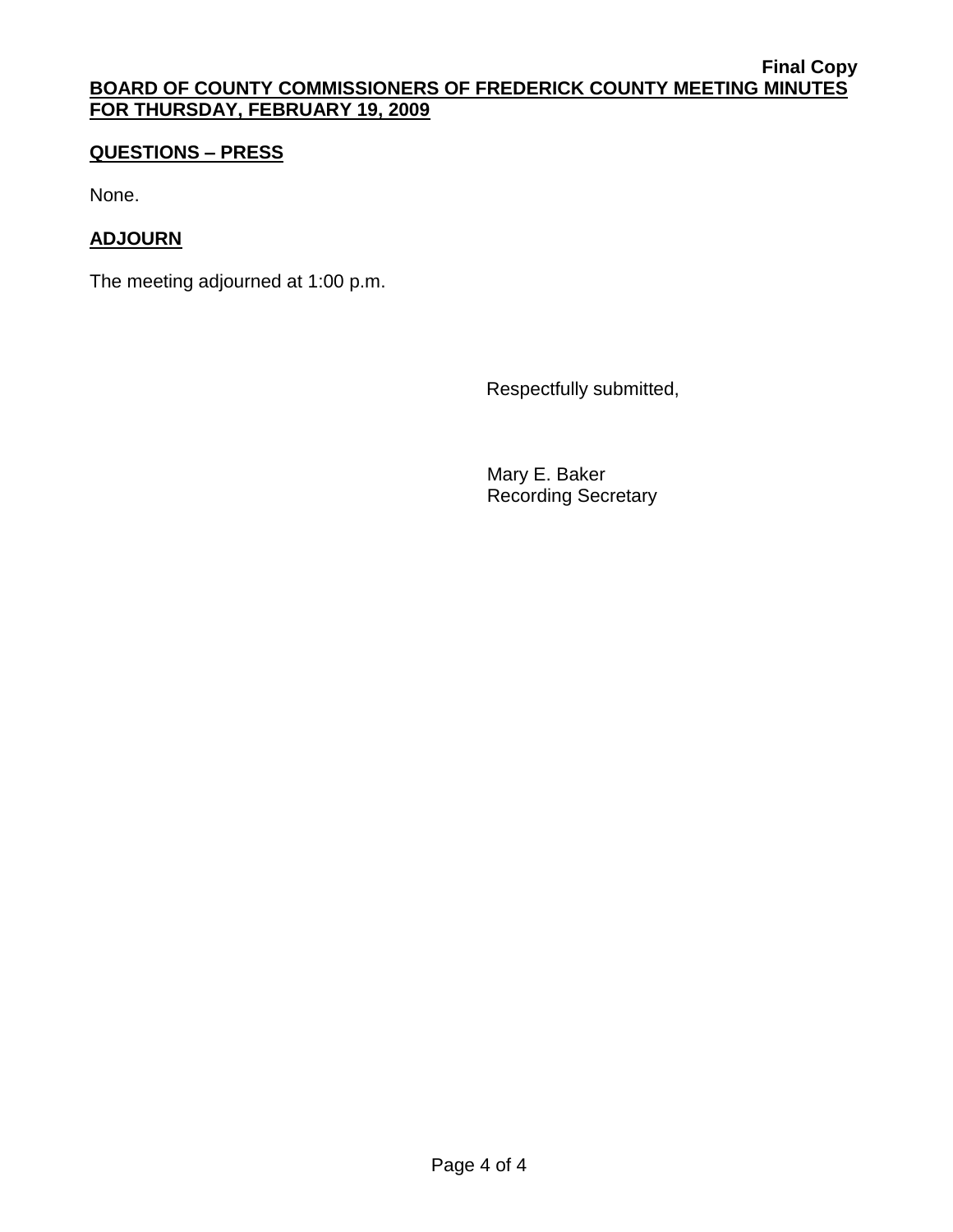## QUESTIONS – PRESS

None.

## ADJOURN

The meeting adjourned at 1:00 p.m.

Respectfully submitted,

Mary E. Baker
Recording Secretary